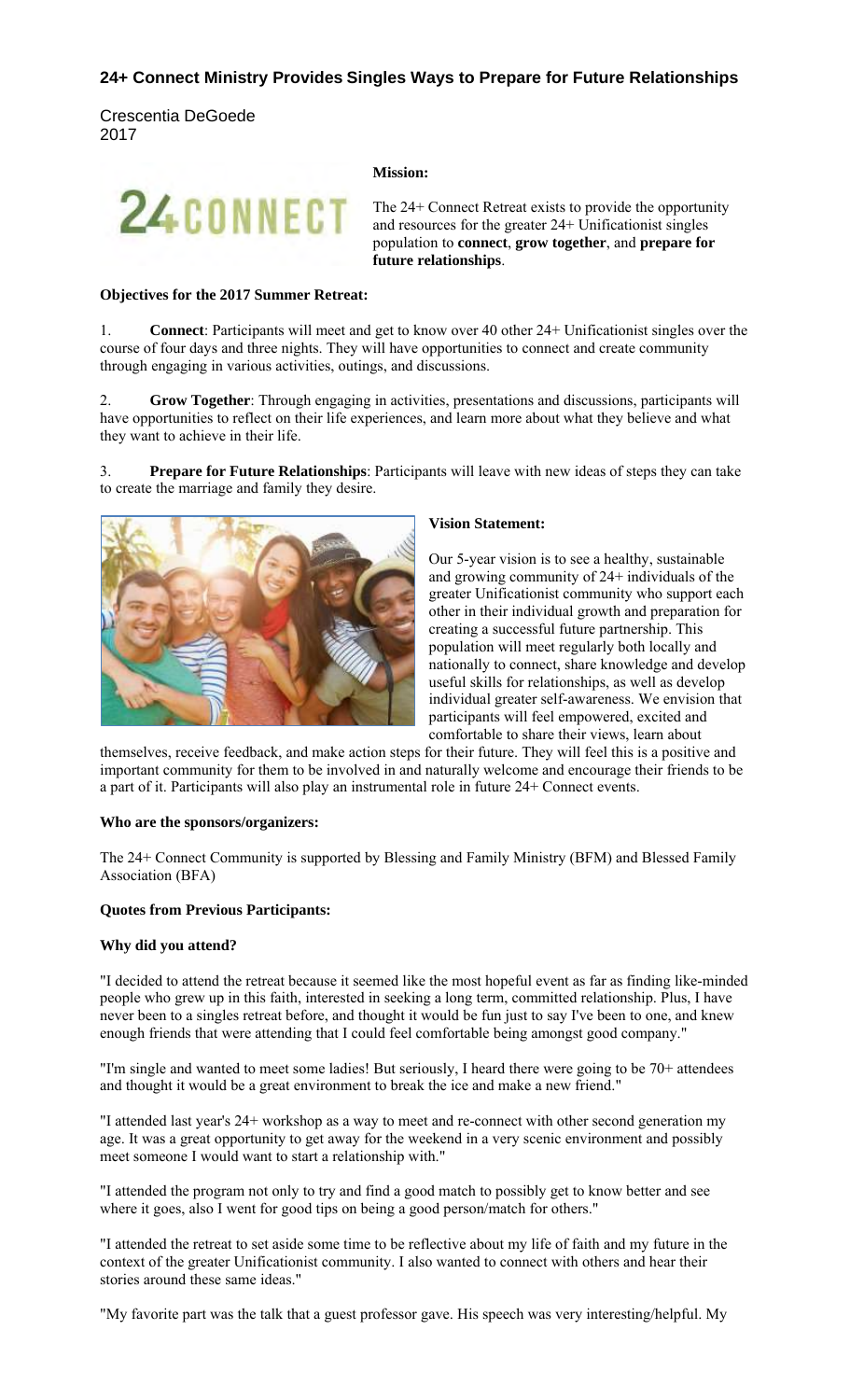# 24+ Connect Ministry Provides Singles Ways to Prepare for Future Relationships

Crescentia DeGoede
2017

24CONNECT

**Mission:**

The 24+ Connect Retreat exists to provide the opportunity and resources for the greater 24+ Unificationist singles population to **connect**, **grow together**, and **prepare for future relationships**.

**Objectives for the 2017 Summer Retreat:**

1. **Connect**: Participants will meet and get to know over 40 other 24+ Unificationist singles over the course of four days and three nights. They will have opportunities to connect and create community through engaging in various activities, outings, and discussions.

2. **Grow Together**: Through engaging in activities, presentations and discussions, participants will have opportunities to reflect on their life experiences, and learn more about what they believe and what they want to achieve in their life.

3. **Prepare for Future Relationships**: Participants will leave with new ideas of steps they can take to create the marriage and family they desire.

**Vision Statement:**

Our 5-year vision is to see a healthy, sustainable and growing community of 24+ individuals of the greater Unificationist community who support each other in their individual growth and preparation for creating a successful future partnership. This population will meet regularly both locally and nationally to connect, share knowledge and develop useful skills for relationships, as well as develop individual greater self-awareness. We envision that participants will feel empowered, excited and comfortable to share their views, learn about themselves, receive feedback, and make action steps for their future. They will feel this is a positive and important community for them to be involved in and naturally welcome and encourage their friends to be a part of it. Participants will also play an instrumental role in future 24+ Connect events.

**Who are the sponsors/organizers:**

The 24+ Connect Community is supported by Blessing and Family Ministry (BFM) and Blessed Family Association (BFA)

**Quotes from Previous Participants:**

**Why did you attend?**

"I decided to attend the retreat because it seemed like the most hopeful event as far as finding like-minded people who grew up in this faith, interested in seeking a long term, committed relationship. Plus, I have never been to a singles retreat before, and thought it would be fun just to say I've been to one, and knew enough friends that were attending that I could feel comfortable being amongst good company."

"I'm single and wanted to meet some ladies! But seriously, I heard there were going to be 70+ attendees and thought it would be a great environment to break the ice and make a new friend."

"I attended last year's 24+ workshop as a way to meet and re-connect with other second generation my age. It was a great opportunity to get away for the weekend in a very scenic environment and possibly meet someone I would want to start a relationship with."

"I attended the program not only to try and find a good match to possibly get to know better and see where it goes, also I went for good tips on being a good person/match for others."

"I attended the retreat to set aside some time to be reflective about my life of faith and my future in the context of the greater Unificationist community. I also wanted to connect with others and hear their stories around these same ideas."

"My favorite part was the talk that a guest professor gave. His speech was very interesting/helpful. My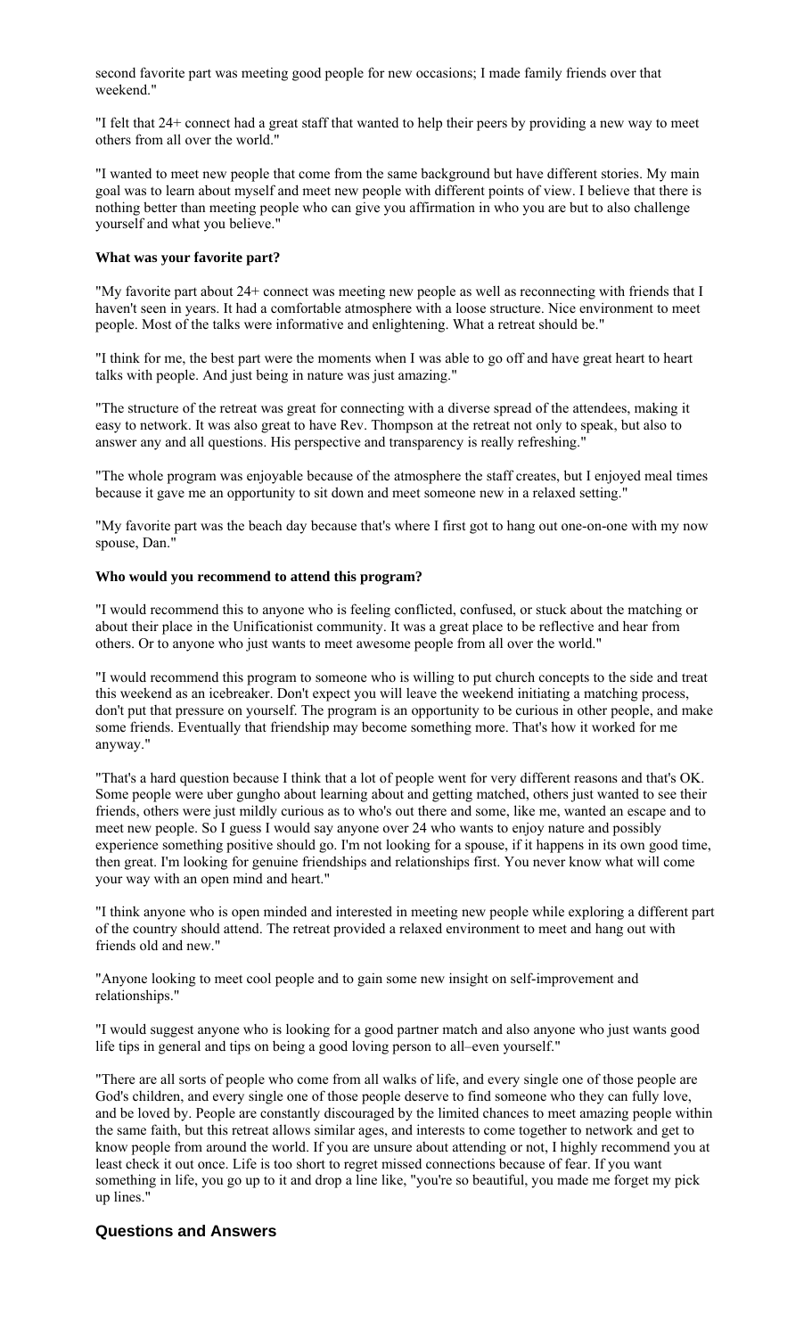second favorite part was meeting good people for new occasions; I made family friends over that weekend."

"I felt that 24+ connect had a great staff that wanted to help their peers by providing a new way to meet others from all over the world."

"I wanted to meet new people that come from the same background but have different stories. My main goal was to learn about myself and meet new people with different points of view. I believe that there is nothing better than meeting people who can give you affirmation in who you are but to also challenge yourself and what you believe."

**What was your favorite part?**

"My favorite part about 24+ connect was meeting new people as well as reconnecting with friends that I haven't seen in years. It had a comfortable atmosphere with a loose structure. Nice environment to meet people. Most of the talks were informative and enlightening. What a retreat should be."

"I think for me, the best part were the moments when I was able to go off and have great heart to heart talks with people. And just being in nature was just amazing."

"The structure of the retreat was great for connecting with a diverse spread of the attendees, making it easy to network. It was also great to have Rev. Thompson at the retreat not only to speak, but also to answer any and all questions. His perspective and transparency is really refreshing."

"The whole program was enjoyable because of the atmosphere the staff creates, but I enjoyed meal times because it gave me an opportunity to sit down and meet someone new in a relaxed setting."

"My favorite part was the beach day because that's where I first got to hang out one-on-one with my now spouse, Dan."

**Who would you recommend to attend this program?**

"I would recommend this to anyone who is feeling conflicted, confused, or stuck about the matching or about their place in the Unificationist community. It was a great place to be reflective and hear from others. Or to anyone who just wants to meet awesome people from all over the world."

"I would recommend this program to someone who is willing to put church concepts to the side and treat this weekend as an icebreaker. Don't expect you will leave the weekend initiating a matching process, don't put that pressure on yourself. The program is an opportunity to be curious in other people, and make some friends. Eventually that friendship may become something more. That's how it worked for me anyway."

"That's a hard question because I think that a lot of people went for very different reasons and that's OK. Some people were uber gungho about learning about and getting matched, others just wanted to see their friends, others were just mildly curious as to who's out there and some, like me, wanted an escape and to meet new people. So I guess I would say anyone over 24 who wants to enjoy nature and possibly experience something positive should go. I'm not looking for a spouse, if it happens in its own good time, then great. I'm looking for genuine friendships and relationships first. You never know what will come your way with an open mind and heart."

"I think anyone who is open minded and interested in meeting new people while exploring a different part of the country should attend. The retreat provided a relaxed environment to meet and hang out with friends old and new."

"Anyone looking to meet cool people and to gain some new insight on self-improvement and relationships."

"I would suggest anyone who is looking for a good partner match and also anyone who just wants good life tips in general and tips on being a good loving person to all–even yourself."

"There are all sorts of people who come from all walks of life, and every single one of those people are God's children, and every single one of those people deserve to find someone who they can fully love, and be loved by. People are constantly discouraged by the limited chances to meet amazing people within the same faith, but this retreat allows similar ages, and interests to come together to network and get to know people from around the world. If you are unsure about attending or not, I highly recommend you at least check it out once. Life is too short to regret missed connections because of fear. If you want something in life, you go up to it and drop a line like, "you're so beautiful, you made me forget my pick up lines."

## Questions and Answers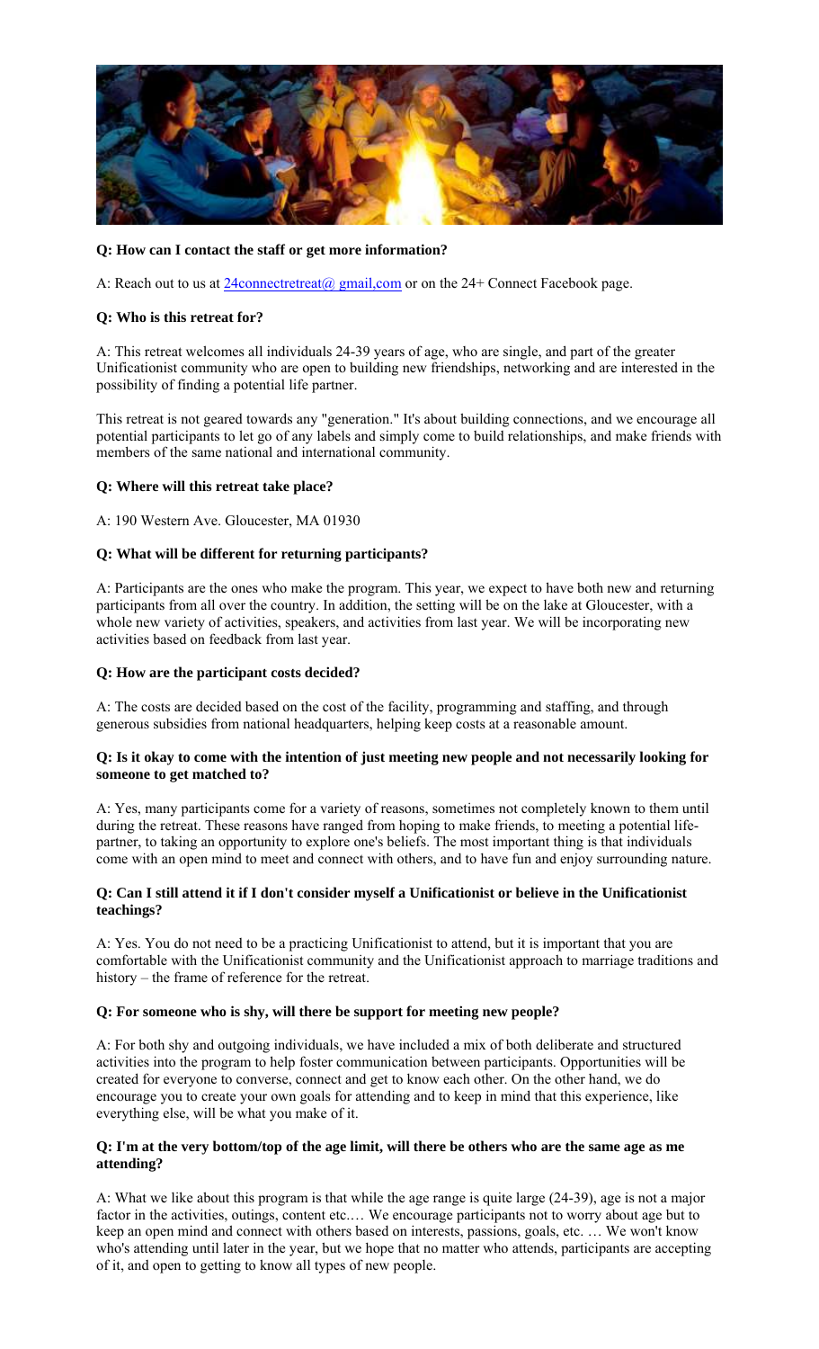**Q: How can I contact the staff or get more information?**

A: Reach out to us at 24connectretreat@ gmail,com or on the 24+ Connect Facebook page.

**Q: Who is this retreat for?**

A: This retreat welcomes all individuals 24-39 years of age, who are single, and part of the greater Unificationist community who are open to building new friendships, networking and are interested in the possibility of finding a potential life partner.

This retreat is not geared towards any "generation." It's about building connections, and we encourage all potential participants to let go of any labels and simply come to build relationships, and make friends with members of the same national and international community.

**Q: Where will this retreat take place?**

A: 190 Western Ave. Gloucester, MA 01930

**Q: What will be different for returning participants?**

A: Participants are the ones who make the program. This year, we expect to have both new and returning participants from all over the country. In addition, the setting will be on the lake at Gloucester, with a whole new variety of activities, speakers, and activities from last year. We will be incorporating new activities based on feedback from last year.

**Q: How are the participant costs decided?**

A: The costs are decided based on the cost of the facility, programming and staffing, and through generous subsidies from national headquarters, helping keep costs at a reasonable amount.

**Q: Is it okay to come with the intention of just meeting new people and not necessarily looking for someone to get matched to?**

A: Yes, many participants come for a variety of reasons, sometimes not completely known to them until during the retreat. These reasons have ranged from hoping to make friends, to meeting a potential life-partner, to taking an opportunity to explore one's beliefs. The most important thing is that individuals come with an open mind to meet and connect with others, and to have fun and enjoy surrounding nature.

**Q: Can I still attend it if I don't consider myself a Unificationist or believe in the Unificationist teachings?**

A: Yes. You do not need to be a practicing Unificationist to attend, but it is important that you are comfortable with the Unificationist community and the Unificationist approach to marriage traditions and history – the frame of reference for the retreat.

**Q: For someone who is shy, will there be support for meeting new people?**

A: For both shy and outgoing individuals, we have included a mix of both deliberate and structured activities into the program to help foster communication between participants. Opportunities will be created for everyone to converse, connect and get to know each other. On the other hand, we do encourage you to create your own goals for attending and to keep in mind that this experience, like everything else, will be what you make of it.

**Q: I'm at the very bottom/top of the age limit, will there be others who are the same age as me attending?**

A: What we like about this program is that while the age range is quite large (24-39), age is not a major factor in the activities, outings, content etc.… We encourage participants not to worry about age but to keep an open mind and connect with others based on interests, passions, goals, etc. … We won't know who's attending until later in the year, but we hope that no matter who attends, participants are accepting of it, and open to getting to know all types of new people.